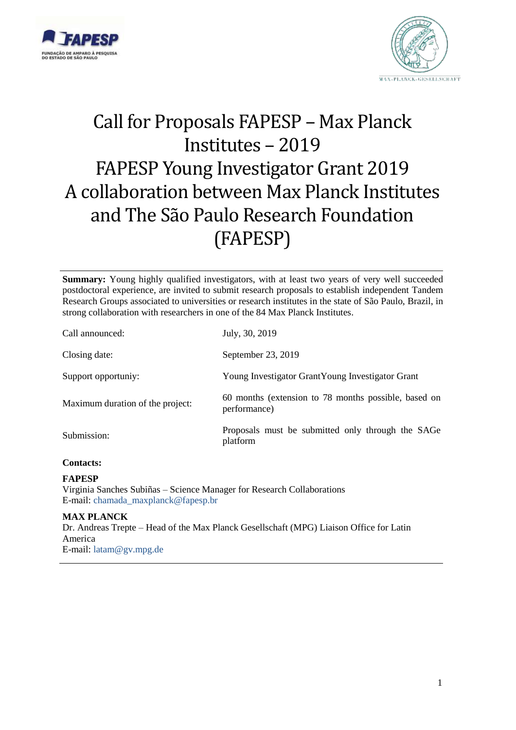# Call for Proposals FAPESP – Max Planck Institutes – 2019
# FAPESP Young Investigator Grant 2019
# A collaboration between Max Planck Institutes and The São Paulo Research Foundation (FAPESP)

**Summary:** Young highly qualified investigators, with at least two years of very well succeeded postdoctoral experience, are invited to submit research proposals to establish independent Tandem Research Groups associated to universities or research institutes in the state of São Paulo, Brazil, in strong collaboration with researchers in one of the 84 Max Planck Institutes.

| | |
|---|---|
| Call announced: | July, 30, 2019 |
| Closing date: | September 23, 2019 |
| Support opportuniy: | Young Investigator GrantYoung Investigator Grant |
| Maximum duration of the project: | 60 months (extension to 78 months possible, based on performance) |
| Submission: | Proposals must be submitted only through the SAGe platform |

**Contacts:**

**FAPESP**
Virginia Sanches Subiñas – Science Manager for Research Collaborations
E-mail: chamada_maxplanck@fapesp.br

**MAX PLANCK**
Dr. Andreas Trepte – Head of the Max Planck Gesellschaft (MPG) Liaison Office for Latin America
E-mail: latam@gv.mpg.de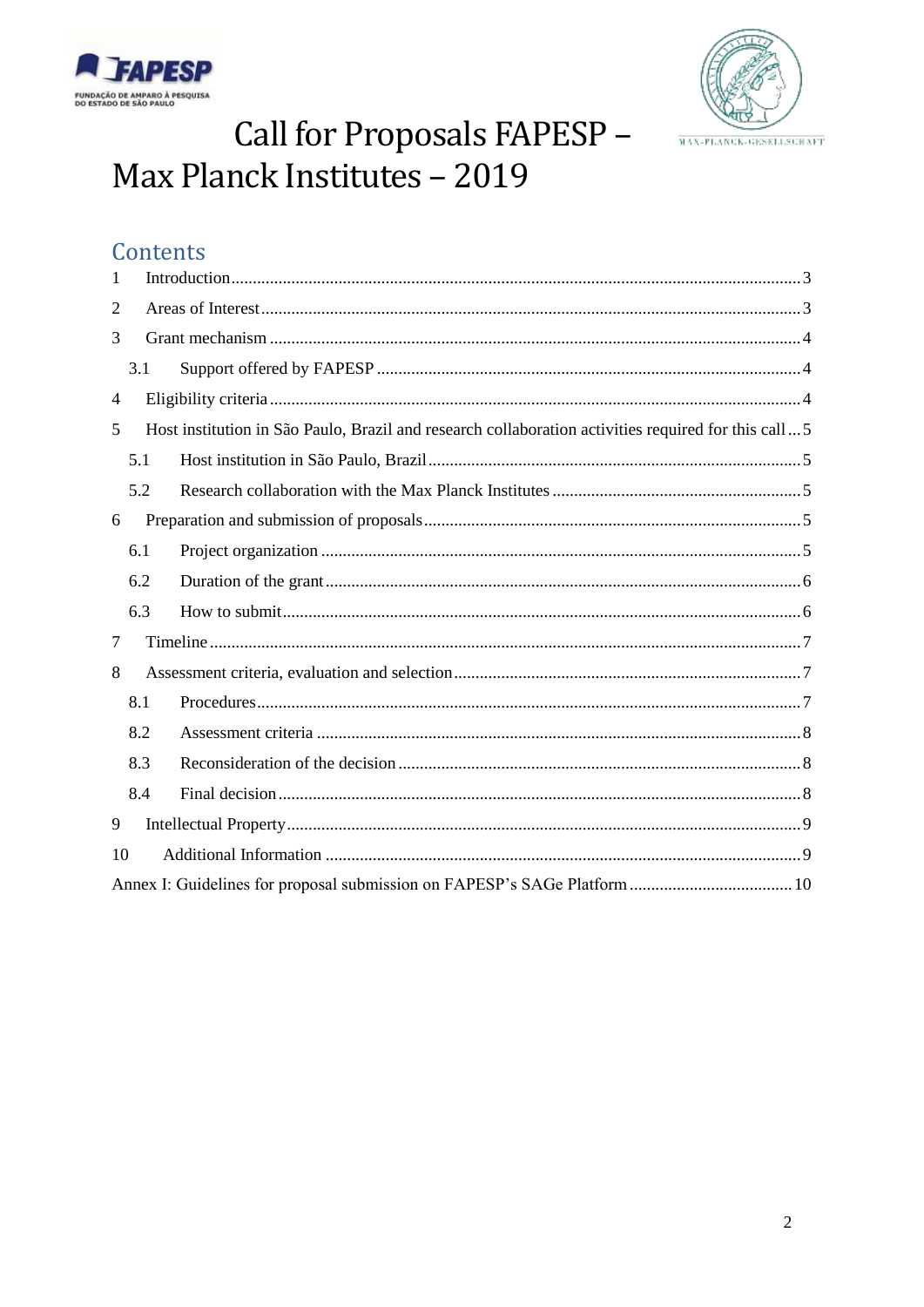# Call for Proposals FAPESP – Max Planck Institutes – 2019

## Contents

1 Introduction .......... 3

2 Areas of Interest .......... 3

3 Grant mechanism .......... 4

  3.1 Support offered by FAPESP .......... 4

4 Eligibility criteria .......... 4

5 Host institution in São Paulo, Brazil and research collaboration activities required for this call .......... 5

  5.1 Host institution in São Paulo, Brazil .......... 5

  5.2 Research collaboration with the Max Planck Institutes .......... 5

6 Preparation and submission of proposals .......... 5

  6.1 Project organization .......... 5

  6.2 Duration of the grant .......... 6

  6.3 How to submit .......... 6

7 Timeline .......... 7

8 Assessment criteria, evaluation and selection .......... 7

  8.1 Procedures .......... 7

  8.2 Assessment criteria .......... 8

  8.3 Reconsideration of the decision .......... 8

  8.4 Final decision .......... 8

9 Intellectual Property .......... 9

10 Additional Information .......... 9

Annex I: Guidelines for proposal submission on FAPESP's SAGe Platform .......... 10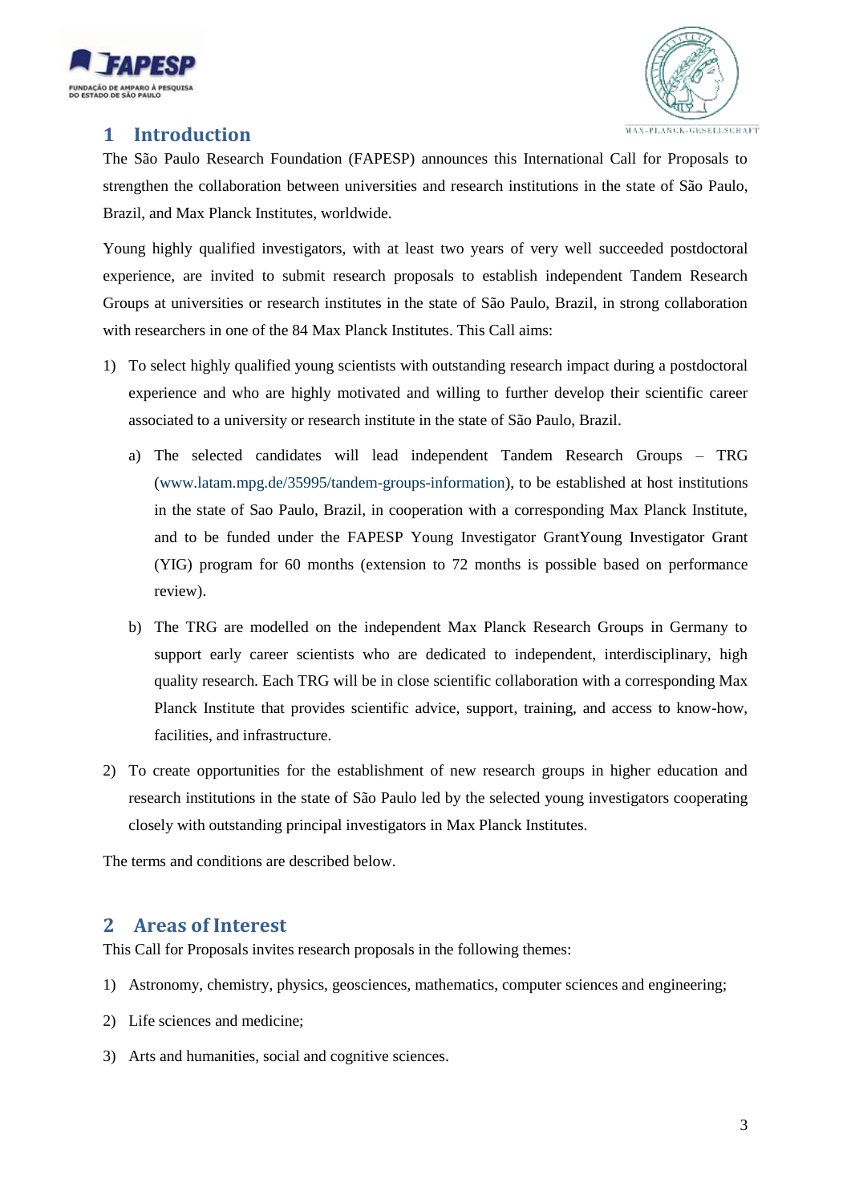## 1 Introduction

The São Paulo Research Foundation (FAPESP) announces this International Call for Proposals to strengthen the collaboration between universities and research institutions in the state of São Paulo, Brazil, and Max Planck Institutes, worldwide.

Young highly qualified investigators, with at least two years of very well succeeded postdoctoral experience, are invited to submit research proposals to establish independent Tandem Research Groups at universities or research institutes in the state of São Paulo, Brazil, in strong collaboration with researchers in one of the 84 Max Planck Institutes. This Call aims:

1) To select highly qualified young scientists with outstanding research impact during a postdoctoral experience and who are highly motivated and willing to further develop their scientific career associated to a university or research institute in the state of São Paulo, Brazil.

   a) The selected candidates will lead independent Tandem Research Groups – TRG (www.latam.mpg.de/35995/tandem-groups-information), to be established at host institutions in the state of Sao Paulo, Brazil, in cooperation with a corresponding Max Planck Institute, and to be funded under the FAPESP Young Investigator GrantYoung Investigator Grant (YIG) program for 60 months (extension to 72 months is possible based on performance review).

   b) The TRG are modelled on the independent Max Planck Research Groups in Germany to support early career scientists who are dedicated to independent, interdisciplinary, high quality research. Each TRG will be in close scientific collaboration with a corresponding Max Planck Institute that provides scientific advice, support, training, and access to know-how, facilities, and infrastructure.

2) To create opportunities for the establishment of new research groups in higher education and research institutions in the state of São Paulo led by the selected young investigators cooperating closely with outstanding principal investigators in Max Planck Institutes.

The terms and conditions are described below.

## 2 Areas of Interest

This Call for Proposals invites research proposals in the following themes:

1) Astronomy, chemistry, physics, geosciences, mathematics, computer sciences and engineering;
2) Life sciences and medicine;
3) Arts and humanities, social and cognitive sciences.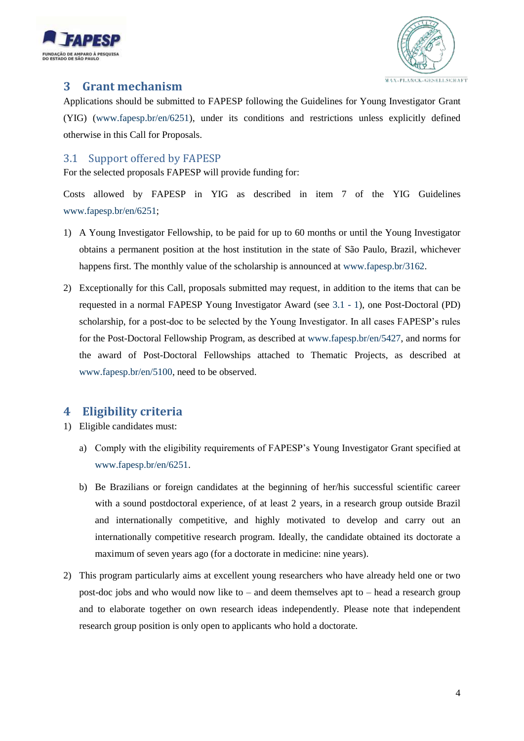## 3 Grant mechanism

Applications should be submitted to FAPESP following the Guidelines for Young Investigator Grant (YIG) (www.fapesp.br/en/6251), under its conditions and restrictions unless explicitly defined otherwise in this Call for Proposals.

### 3.1 Support offered by FAPESP

For the selected proposals FAPESP will provide funding for:

Costs allowed by FAPESP in YIG as described in item 7 of the YIG Guidelines www.fapesp.br/en/6251;

1) A Young Investigator Fellowship, to be paid for up to 60 months or until the Young Investigator obtains a permanent position at the host institution in the state of São Paulo, Brazil, whichever happens first. The monthly value of the scholarship is announced at www.fapesp.br/3162.

2) Exceptionally for this Call, proposals submitted may request, in addition to the items that can be requested in a normal FAPESP Young Investigator Award (see 3.1 - 1), one Post-Doctoral (PD) scholarship, for a post-doc to be selected by the Young Investigator. In all cases FAPESP's rules for the Post-Doctoral Fellowship Program, as described at www.fapesp.br/en/5427, and norms for the award of Post-Doctoral Fellowships attached to Thematic Projects, as described at www.fapesp.br/en/5100, need to be observed.

## 4 Eligibility criteria

1) Eligible candidates must:

   a) Comply with the eligibility requirements of FAPESP's Young Investigator Grant specified at www.fapesp.br/en/6251.

   b) Be Brazilians or foreign candidates at the beginning of her/his successful scientific career with a sound postdoctoral experience, of at least 2 years, in a research group outside Brazil and internationally competitive, and highly motivated to develop and carry out an internationally competitive research program. Ideally, the candidate obtained its doctorate a maximum of seven years ago (for a doctorate in medicine: nine years).

2) This program particularly aims at excellent young researchers who have already held one or two post-doc jobs and who would now like to – and deem themselves apt to – head a research group and to elaborate together on own research ideas independently. Please note that independent research group position is only open to applicants who hold a doctorate.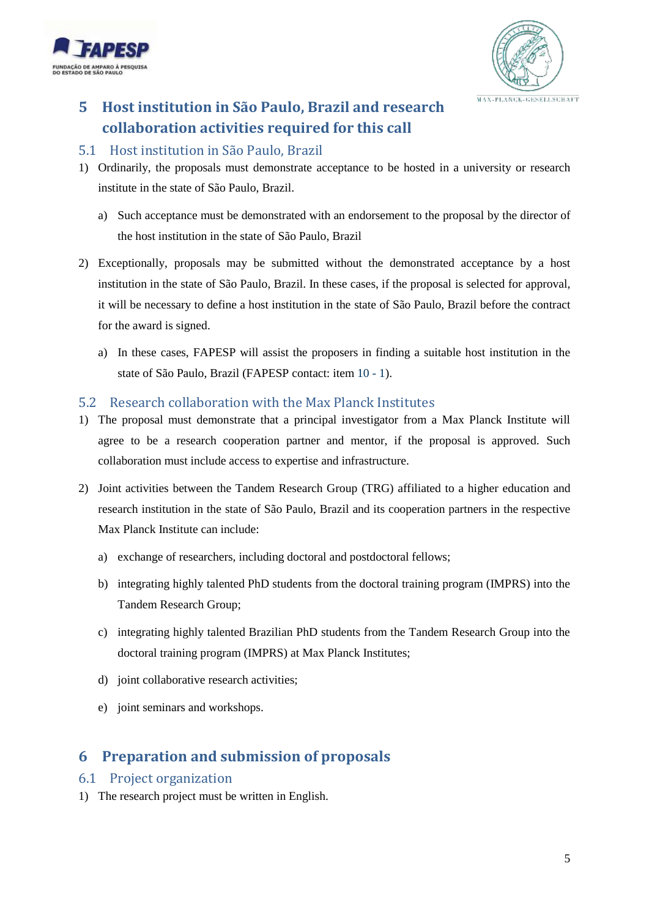## 5 Host institution in São Paulo, Brazil and research collaboration activities required for this call

### 5.1 Host institution in São Paulo, Brazil

1) Ordinarily, the proposals must demonstrate acceptance to be hosted in a university or research institute in the state of São Paulo, Brazil.

   a) Such acceptance must be demonstrated with an endorsement to the proposal by the director of the host institution in the state of São Paulo, Brazil

2) Exceptionally, proposals may be submitted without the demonstrated acceptance by a host institution in the state of São Paulo, Brazil. In these cases, if the proposal is selected for approval, it will be necessary to define a host institution in the state of São Paulo, Brazil before the contract for the award is signed.

   a) In these cases, FAPESP will assist the proposers in finding a suitable host institution in the state of São Paulo, Brazil (FAPESP contact: item 10 - 1).

### 5.2 Research collaboration with the Max Planck Institutes

1) The proposal must demonstrate that a principal investigator from a Max Planck Institute will agree to be a research cooperation partner and mentor, if the proposal is approved. Such collaboration must include access to expertise and infrastructure.

2) Joint activities between the Tandem Research Group (TRG) affiliated to a higher education and research institution in the state of São Paulo, Brazil and its cooperation partners in the respective Max Planck Institute can include:

   a) exchange of researchers, including doctoral and postdoctoral fellows;

   b) integrating highly talented PhD students from the doctoral training program (IMPRS) into the Tandem Research Group;

   c) integrating highly talented Brazilian PhD students from the Tandem Research Group into the doctoral training program (IMPRS) at Max Planck Institutes;

   d) joint collaborative research activities;

   e) joint seminars and workshops.

## 6 Preparation and submission of proposals

### 6.1 Project organization

1) The research project must be written in English.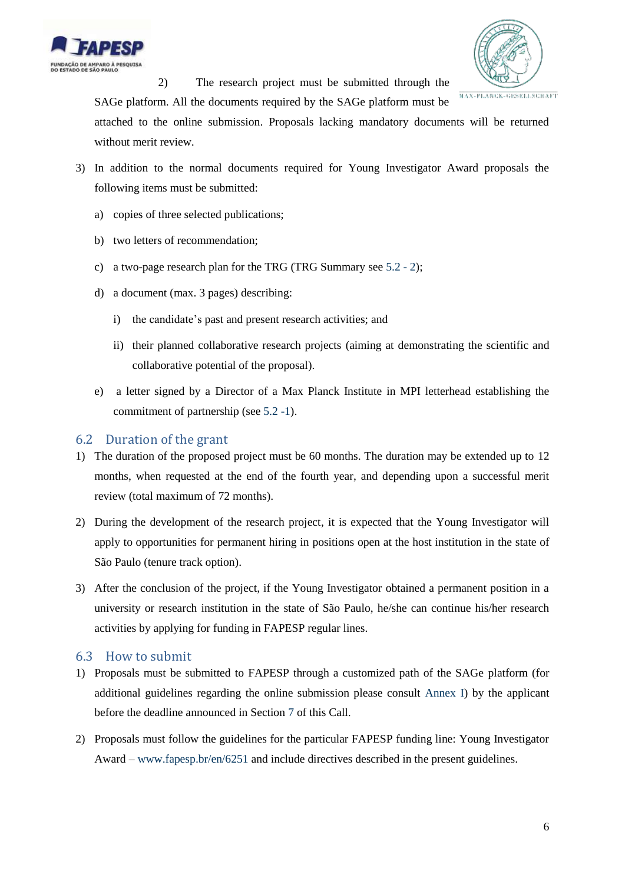2) The research project must be submitted through the SAGe platform. All the documents required by the SAGe platform must be attached to the online submission. Proposals lacking mandatory documents will be returned without merit review.

3) In addition to the normal documents required for Young Investigator Award proposals the following items must be submitted:

   a) copies of three selected publications;

   b) two letters of recommendation;

   c) a two-page research plan for the TRG (TRG Summary see 5.2 - 2);

   d) a document (max. 3 pages) describing:

      i) the candidate's past and present research activities; and

      ii) their planned collaborative research projects (aiming at demonstrating the scientific and collaborative potential of the proposal).

   e) a letter signed by a Director of a Max Planck Institute in MPI letterhead establishing the commitment of partnership (see 5.2 -1).

## 6.2 Duration of the grant

1) The duration of the proposed project must be 60 months. The duration may be extended up to 12 months, when requested at the end of the fourth year, and depending upon a successful merit review (total maximum of 72 months).

2) During the development of the research project, it is expected that the Young Investigator will apply to opportunities for permanent hiring in positions open at the host institution in the state of São Paulo (tenure track option).

3) After the conclusion of the project, if the Young Investigator obtained a permanent position in a university or research institution in the state of São Paulo, he/she can continue his/her research activities by applying for funding in FAPESP regular lines.

## 6.3 How to submit

1) Proposals must be submitted to FAPESP through a customized path of the SAGe platform (for additional guidelines regarding the online submission please consult Annex I) by the applicant before the deadline announced in Section 7 of this Call.

2) Proposals must follow the guidelines for the particular FAPESP funding line: Young Investigator Award – www.fapesp.br/en/6251 and include directives described in the present guidelines.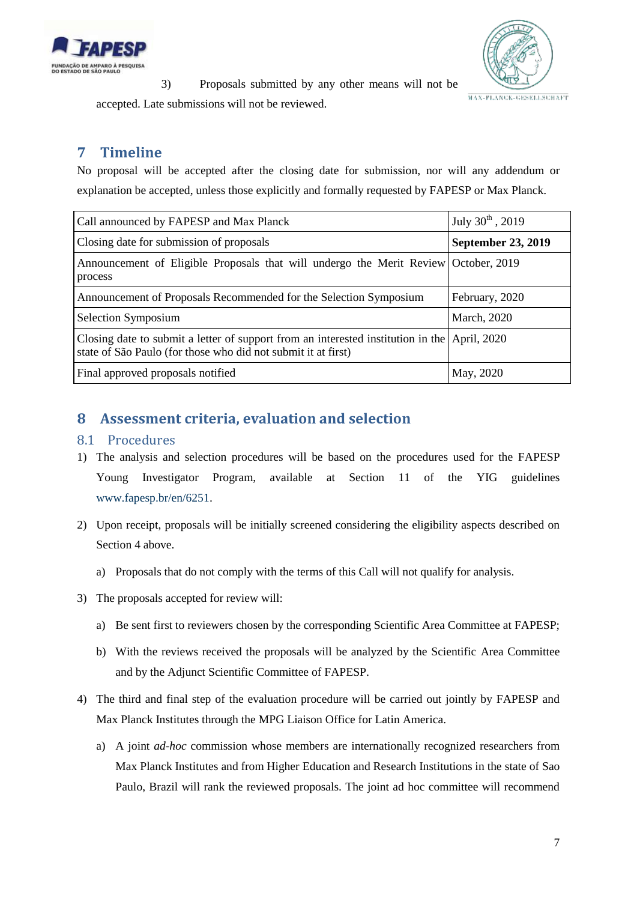3) Proposals submitted by any other means will not be accepted. Late submissions will not be reviewed.

## 7 Timeline

No proposal will be accepted after the closing date for submission, nor will any addendum or explanation be accepted, unless those explicitly and formally requested by FAPESP or Max Planck.

| | |
|---|---|
| Call announced by FAPESP and Max Planck | July 30th, 2019 |
| Closing date for submission of proposals | **September 23, 2019** |
| Announcement of Eligible Proposals that will undergo the Merit Review process | October, 2019 |
| Announcement of Proposals Recommended for the Selection Symposium | February, 2020 |
| Selection Symposium | March, 2020 |
| Closing date to submit a letter of support from an interested institution in the state of São Paulo (for those who did not submit it at first) | April, 2020 |
| Final approved proposals notified | May, 2020 |

## 8 Assessment criteria, evaluation and selection

### 8.1 Procedures

1) The analysis and selection procedures will be based on the procedures used for the FAPESP Young Investigator Program, available at Section 11 of the YIG guidelines www.fapesp.br/en/6251.

2) Upon receipt, proposals will be initially screened considering the eligibility aspects described on Section 4 above.

   a) Proposals that do not comply with the terms of this Call will not qualify for analysis.

3) The proposals accepted for review will:

   a) Be sent first to reviewers chosen by the corresponding Scientific Area Committee at FAPESP;

   b) With the reviews received the proposals will be analyzed by the Scientific Area Committee and by the Adjunct Scientific Committee of FAPESP.

4) The third and final step of the evaluation procedure will be carried out jointly by FAPESP and Max Planck Institutes through the MPG Liaison Office for Latin America.

   a) A joint *ad-hoc* commission whose members are internationally recognized researchers from Max Planck Institutes and from Higher Education and Research Institutions in the state of Sao Paulo, Brazil will rank the reviewed proposals. The joint ad hoc committee will recommend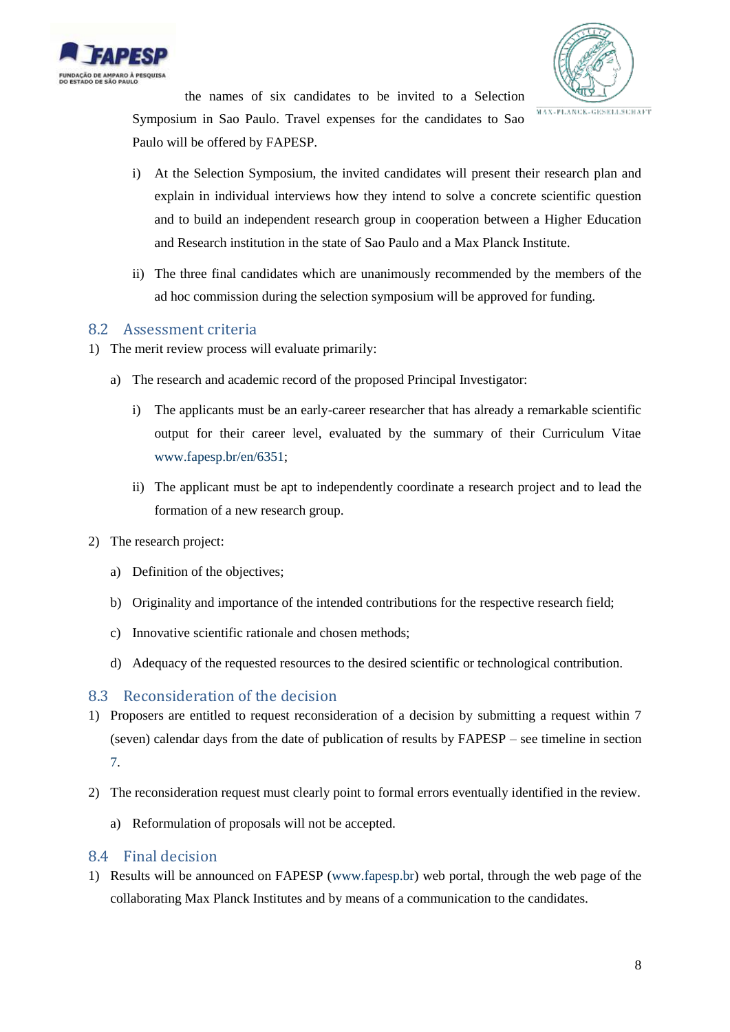the names of six candidates to be invited to a Selection Symposium in Sao Paulo. Travel expenses for the candidates to Sao Paulo will be offered by FAPESP.

i) At the Selection Symposium, the invited candidates will present their research plan and explain in individual interviews how they intend to solve a concrete scientific question and to build an independent research group in cooperation between a Higher Education and Research institution in the state of Sao Paulo and a Max Planck Institute.

ii) The three final candidates which are unanimously recommended by the members of the ad hoc commission during the selection symposium will be approved for funding.

## 8.2 Assessment criteria

1) The merit review process will evaluate primarily:

   a) The research and academic record of the proposed Principal Investigator:

      i) The applicants must be an early-career researcher that has already a remarkable scientific output for their career level, evaluated by the summary of their Curriculum Vitae www.fapesp.br/en/6351;

      ii) The applicant must be apt to independently coordinate a research project and to lead the formation of a new research group.

2) The research project:

   a) Definition of the objectives;

   b) Originality and importance of the intended contributions for the respective research field;

   c) Innovative scientific rationale and chosen methods;

   d) Adequacy of the requested resources to the desired scientific or technological contribution.

## 8.3 Reconsideration of the decision

1) Proposers are entitled to request reconsideration of a decision by submitting a request within 7 (seven) calendar days from the date of publication of results by FAPESP – see timeline in section 7.

2) The reconsideration request must clearly point to formal errors eventually identified in the review.

   a) Reformulation of proposals will not be accepted.

## 8.4 Final decision

1) Results will be announced on FAPESP (www.fapesp.br) web portal, through the web page of the collaborating Max Planck Institutes and by means of a communication to the candidates.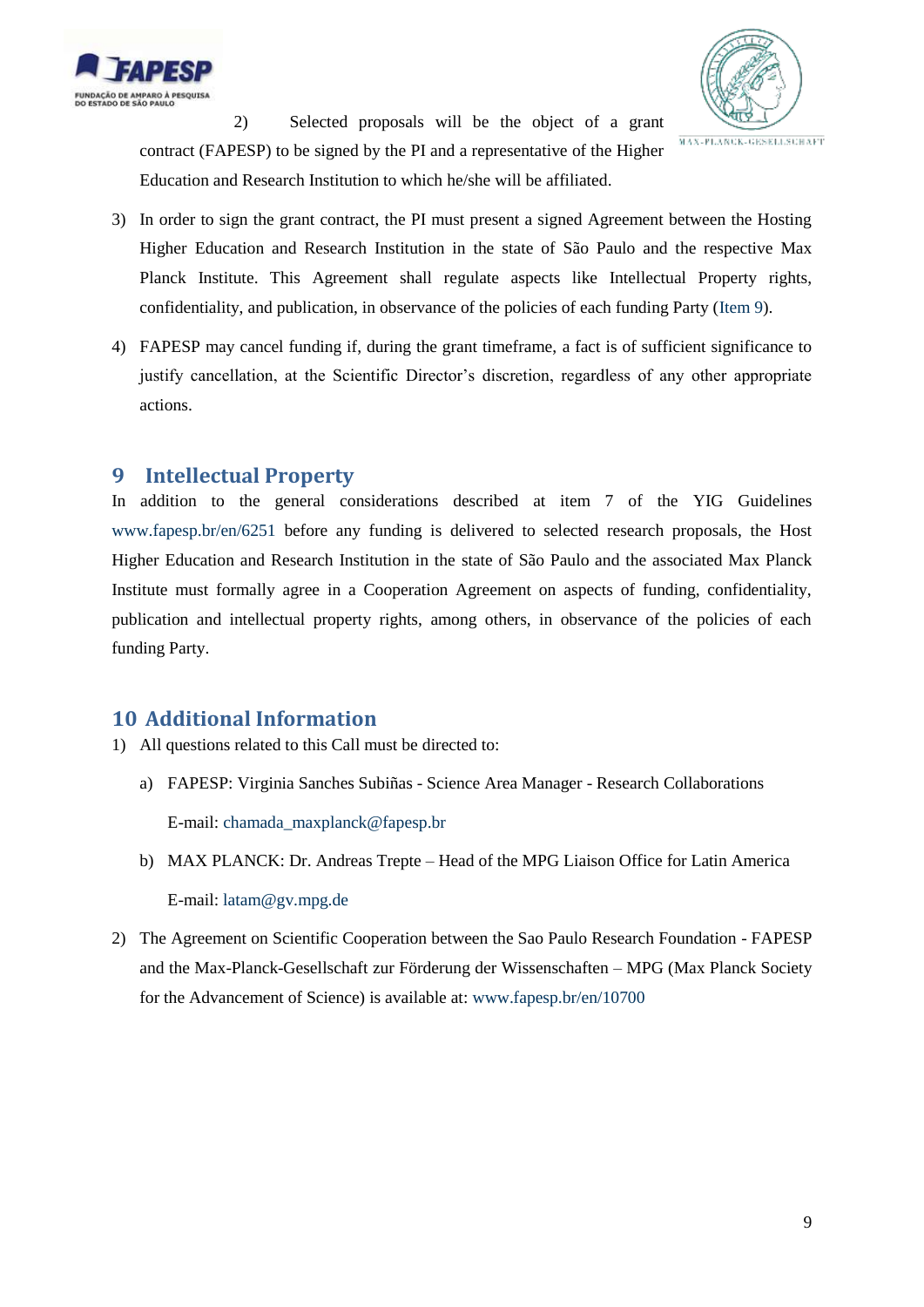2) Selected proposals will be the object of a grant contract (FAPESP) to be signed by the PI and a representative of the Higher Education and Research Institution to which he/she will be affiliated.

3) In order to sign the grant contract, the PI must present a signed Agreement between the Hosting Higher Education and Research Institution in the state of São Paulo and the respective Max Planck Institute. This Agreement shall regulate aspects like Intellectual Property rights, confidentiality, and publication, in observance of the policies of each funding Party (Item 9).

4) FAPESP may cancel funding if, during the grant timeframe, a fact is of sufficient significance to justify cancellation, at the Scientific Director's discretion, regardless of any other appropriate actions.

## 9 Intellectual Property

In addition to the general considerations described at item 7 of the YIG Guidelines www.fapesp.br/en/6251 before any funding is delivered to selected research proposals, the Host Higher Education and Research Institution in the state of São Paulo and the associated Max Planck Institute must formally agree in a Cooperation Agreement on aspects of funding, confidentiality, publication and intellectual property rights, among others, in observance of the policies of each funding Party.

## 10 Additional Information

1) All questions related to this Call must be directed to:

   a) FAPESP: Virginia Sanches Subiñas - Science Area Manager - Research Collaborations

      E-mail: chamada_maxplanck@fapesp.br

   b) MAX PLANCK: Dr. Andreas Trepte – Head of the MPG Liaison Office for Latin America

      E-mail: latam@gv.mpg.de

2) The Agreement on Scientific Cooperation between the Sao Paulo Research Foundation - FAPESP and the Max-Planck-Gesellschaft zur Förderung der Wissenschaften – MPG (Max Planck Society for the Advancement of Science) is available at: www.fapesp.br/en/10700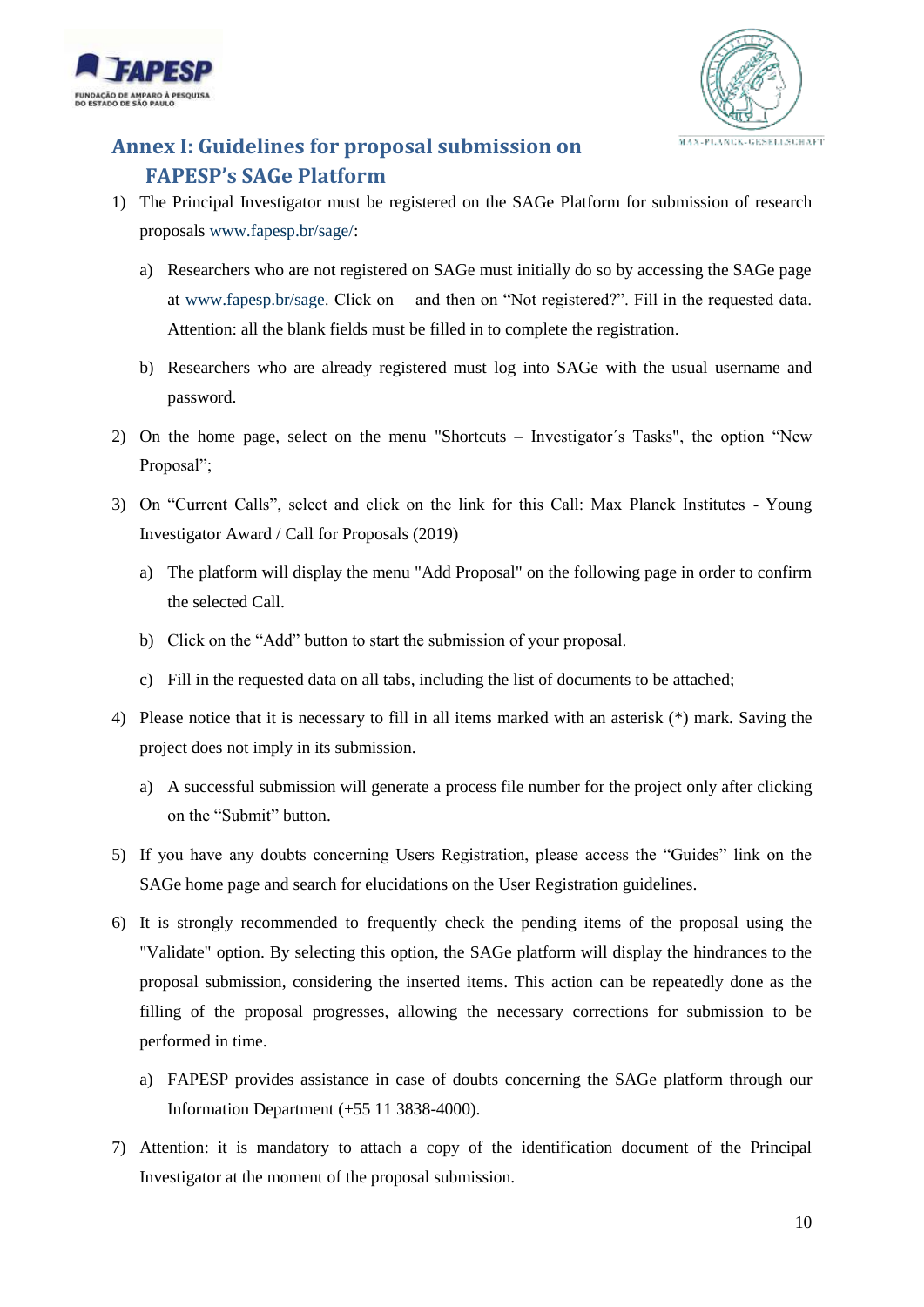## Annex I: Guidelines for proposal submission on FAPESP's SAGe Platform

1) The Principal Investigator must be registered on the SAGe Platform for submission of research proposals www.fapesp.br/sage/:

    a) Researchers who are not registered on SAGe must initially do so by accessing the SAGe page at www.fapesp.br/sage. Click on and then on "Not registered?". Fill in the requested data. Attention: all the blank fields must be filled in to complete the registration.

    b) Researchers who are already registered must log into SAGe with the usual username and password.

2) On the home page, select on the menu "Shortcuts – Investigator´s Tasks", the option "New Proposal";

3) On "Current Calls", select and click on the link for this Call: Max Planck Institutes - Young Investigator Award / Call for Proposals (2019)

    a) The platform will display the menu "Add Proposal" on the following page in order to confirm the selected Call.

    b) Click on the "Add" button to start the submission of your proposal.

    c) Fill in the requested data on all tabs, including the list of documents to be attached;

4) Please notice that it is necessary to fill in all items marked with an asterisk (*) mark. Saving the project does not imply in its submission.

    a) A successful submission will generate a process file number for the project only after clicking on the "Submit" button.

5) If you have any doubts concerning Users Registration, please access the "Guides" link on the SAGe home page and search for elucidations on the User Registration guidelines.

6) It is strongly recommended to frequently check the pending items of the proposal using the "Validate" option. By selecting this option, the SAGe platform will display the hindrances to the proposal submission, considering the inserted items. This action can be repeatedly done as the filling of the proposal progresses, allowing the necessary corrections for submission to be performed in time.

    a) FAPESP provides assistance in case of doubts concerning the SAGe platform through our Information Department (+55 11 3838-4000).

7) Attention: it is mandatory to attach a copy of the identification document of the Principal Investigator at the moment of the proposal submission.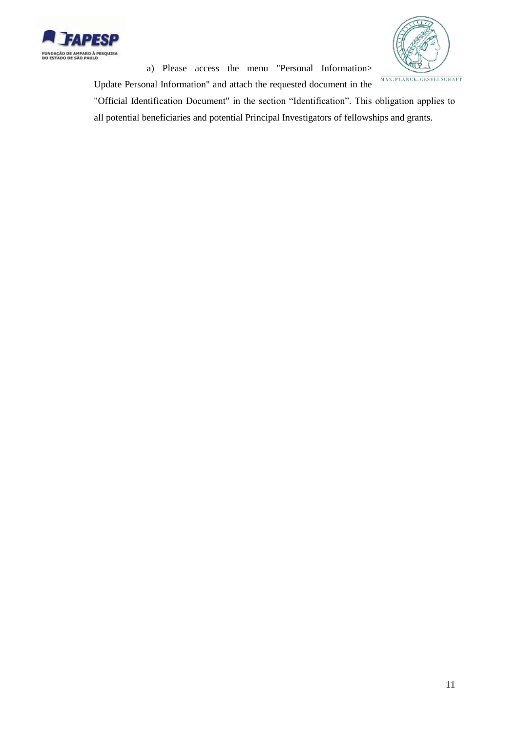a) Please access the menu "Personal Information> Update Personal Information" and attach the requested document in the "Official Identification Document" in the section “Identification”. This obligation applies to all potential beneficiaries and potential Principal Investigators of fellowships and grants.